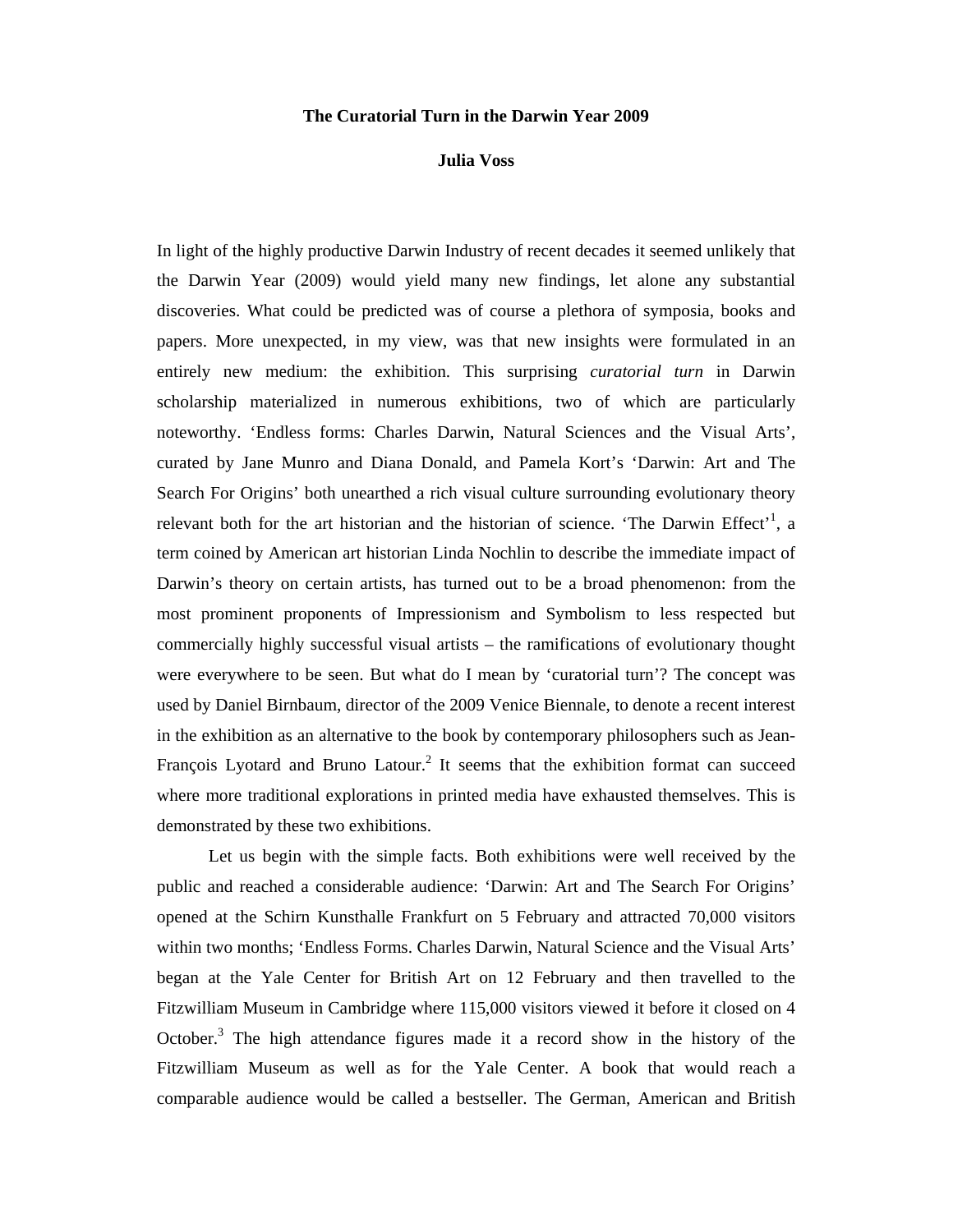# The Curatorial Turn in the Darwin Year 2009

**Julia Voss**

In light of the highly productive Darwin Industry of recent decades it seemed unlikely that the Darwin Year (2009) would yield many new findings, let alone any substantial discoveries. What could be predicted was of course a plethora of symposia, books and papers. More unexpected, in my view, was that new insights were formulated in an entirely new medium: the exhibition. This surprising *curatorial turn* in Darwin scholarship materialized in numerous exhibitions, two of which are particularly noteworthy. 'Endless forms: Charles Darwin, Natural Sciences and the Visual Arts', curated by Jane Munro and Diana Donald, and Pamela Kort's 'Darwin: Art and The Search For Origins' both unearthed a rich visual culture surrounding evolutionary theory relevant both for the art historian and the historian of science. 'The Darwin Effect'[1], a term coined by American art historian Linda Nochlin to describe the immediate impact of Darwin's theory on certain artists, has turned out to be a broad phenomenon: from the most prominent proponents of Impressionism and Symbolism to less respected but commercially highly successful visual artists – the ramifications of evolutionary thought were everywhere to be seen. But what do I mean by 'curatorial turn'? The concept was used by Daniel Birnbaum, director of the 2009 Venice Biennale, to denote a recent interest in the exhibition as an alternative to the book by contemporary philosophers such as Jean-François Lyotard and Bruno Latour.[2] It seems that the exhibition format can succeed where more traditional explorations in printed media have exhausted themselves. This is demonstrated by these two exhibitions.

Let us begin with the simple facts. Both exhibitions were well received by the public and reached a considerable audience: 'Darwin: Art and The Search For Origins' opened at the Schirn Kunsthalle Frankfurt on 5 February and attracted 70,000 visitors within two months; 'Endless Forms. Charles Darwin, Natural Science and the Visual Arts' began at the Yale Center for British Art on 12 February and then travelled to the Fitzwilliam Museum in Cambridge where 115,000 visitors viewed it before it closed on 4 October.[3] The high attendance figures made it a record show in the history of the Fitzwilliam Museum as well as for the Yale Center. A book that would reach a comparable audience would be called a bestseller. The German, American and British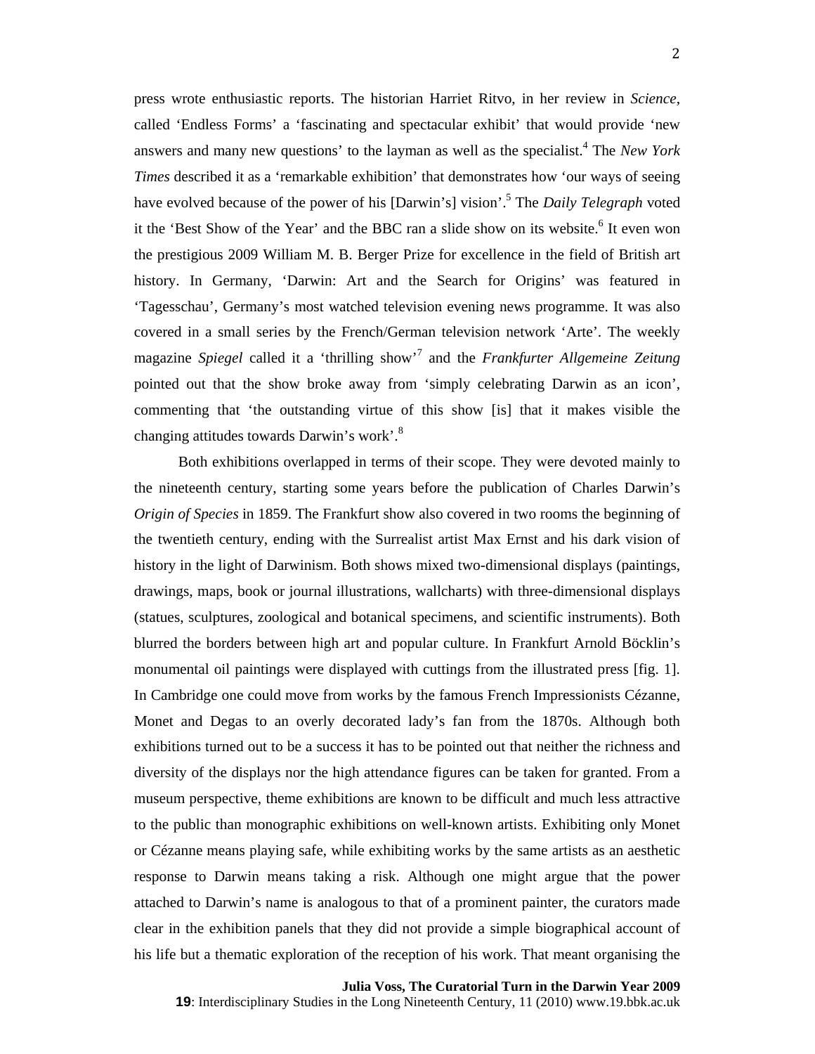press wrote enthusiastic reports. The historian Harriet Ritvo, in her review in *Science*, called 'Endless Forms' a 'fascinating and spectacular exhibit' that would provide 'new answers and many new questions' to the layman as well as the specialist.[4] The *New York Times* described it as a 'remarkable exhibition' that demonstrates how 'our ways of seeing have evolved because of the power of his [Darwin's] vision'.[5] The *Daily Telegraph* voted it the 'Best Show of the Year' and the BBC ran a slide show on its website.[6] It even won the prestigious 2009 William M. B. Berger Prize for excellence in the field of British art history. In Germany, 'Darwin: Art and the Search for Origins' was featured in 'Tagesschau', Germany's most watched television evening news programme. It was also covered in a small series by the French/German television network 'Arte'. The weekly magazine *Spiegel* called it a 'thrilling show'[7] and the *Frankfurter Allgemeine Zeitung* pointed out that the show broke away from 'simply celebrating Darwin as an icon', commenting that 'the outstanding virtue of this show [is] that it makes visible the changing attitudes towards Darwin's work'.[8]

Both exhibitions overlapped in terms of their scope. They were devoted mainly to the nineteenth century, starting some years before the publication of Charles Darwin's *Origin of Species* in 1859. The Frankfurt show also covered in two rooms the beginning of the twentieth century, ending with the Surrealist artist Max Ernst and his dark vision of history in the light of Darwinism. Both shows mixed two-dimensional displays (paintings, drawings, maps, book or journal illustrations, wallcharts) with three-dimensional displays (statues, sculptures, zoological and botanical specimens, and scientific instruments). Both blurred the borders between high art and popular culture. In Frankfurt Arnold Böcklin's monumental oil paintings were displayed with cuttings from the illustrated press [fig. 1]. In Cambridge one could move from works by the famous French Impressionists Cézanne, Monet and Degas to an overly decorated lady's fan from the 1870s. Although both exhibitions turned out to be a success it has to be pointed out that neither the richness and diversity of the displays nor the high attendance figures can be taken for granted. From a museum perspective, theme exhibitions are known to be difficult and much less attractive to the public than monographic exhibitions on well-known artists. Exhibiting only Monet or Cézanne means playing safe, while exhibiting works by the same artists as an aesthetic response to Darwin means taking a risk. Although one might argue that the power attached to Darwin's name is analogous to that of a prominent painter, the curators made clear in the exhibition panels that they did not provide a simple biographical account of his life but a thematic exploration of the reception of his work. That meant organising the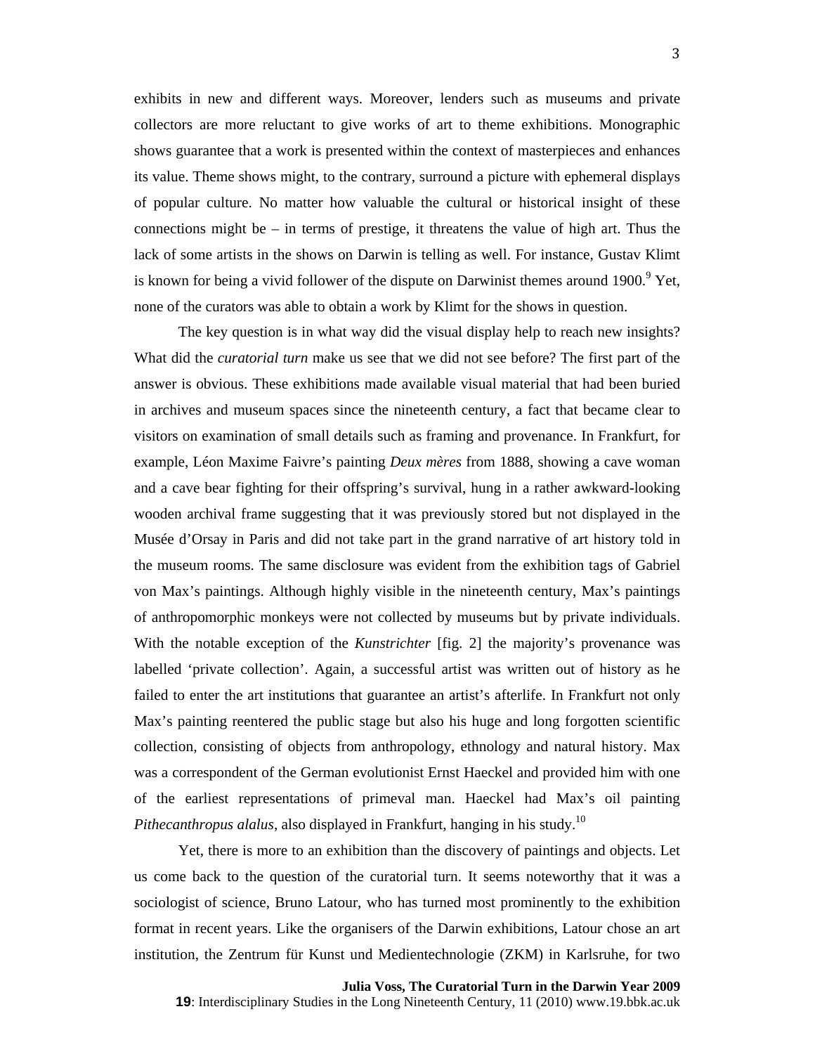exhibits in new and different ways. Moreover, lenders such as museums and private collectors are more reluctant to give works of art to theme exhibitions. Monographic shows guarantee that a work is presented within the context of masterpieces and enhances its value. Theme shows might, to the contrary, surround a picture with ephemeral displays of popular culture. No matter how valuable the cultural or historical insight of these connections might be – in terms of prestige, it threatens the value of high art. Thus the lack of some artists in the shows on Darwin is telling as well. For instance, Gustav Klimt is known for being a vivid follower of the dispute on Darwinist themes around 1900.[9] Yet, none of the curators was able to obtain a work by Klimt for the shows in question.

The key question is in what way did the visual display help to reach new insights? What did the *curatorial turn* make us see that we did not see before? The first part of the answer is obvious. These exhibitions made available visual material that had been buried in archives and museum spaces since the nineteenth century, a fact that became clear to visitors on examination of small details such as framing and provenance. In Frankfurt, for example, Léon Maxime Faivre's painting *Deux mères* from 1888, showing a cave woman and a cave bear fighting for their offspring's survival, hung in a rather awkward-looking wooden archival frame suggesting that it was previously stored but not displayed in the Musée d'Orsay in Paris and did not take part in the grand narrative of art history told in the museum rooms. The same disclosure was evident from the exhibition tags of Gabriel von Max's paintings. Although highly visible in the nineteenth century, Max's paintings of anthropomorphic monkeys were not collected by museums but by private individuals. With the notable exception of the *Kunstrichter* [fig. 2] the majority's provenance was labelled 'private collection'. Again, a successful artist was written out of history as he failed to enter the art institutions that guarantee an artist's afterlife. In Frankfurt not only Max's painting reentered the public stage but also his huge and long forgotten scientific collection, consisting of objects from anthropology, ethnology and natural history. Max was a correspondent of the German evolutionist Ernst Haeckel and provided him with one of the earliest representations of primeval man. Haeckel had Max's oil painting *Pithecanthropus alalus*, also displayed in Frankfurt, hanging in his study.[10]

Yet, there is more to an exhibition than the discovery of paintings and objects. Let us come back to the question of the curatorial turn. It seems noteworthy that it was a sociologist of science, Bruno Latour, who has turned most prominently to the exhibition format in recent years. Like the organisers of the Darwin exhibitions, Latour chose an art institution, the Zentrum für Kunst und Medientechnologie (ZKM) in Karlsruhe, for two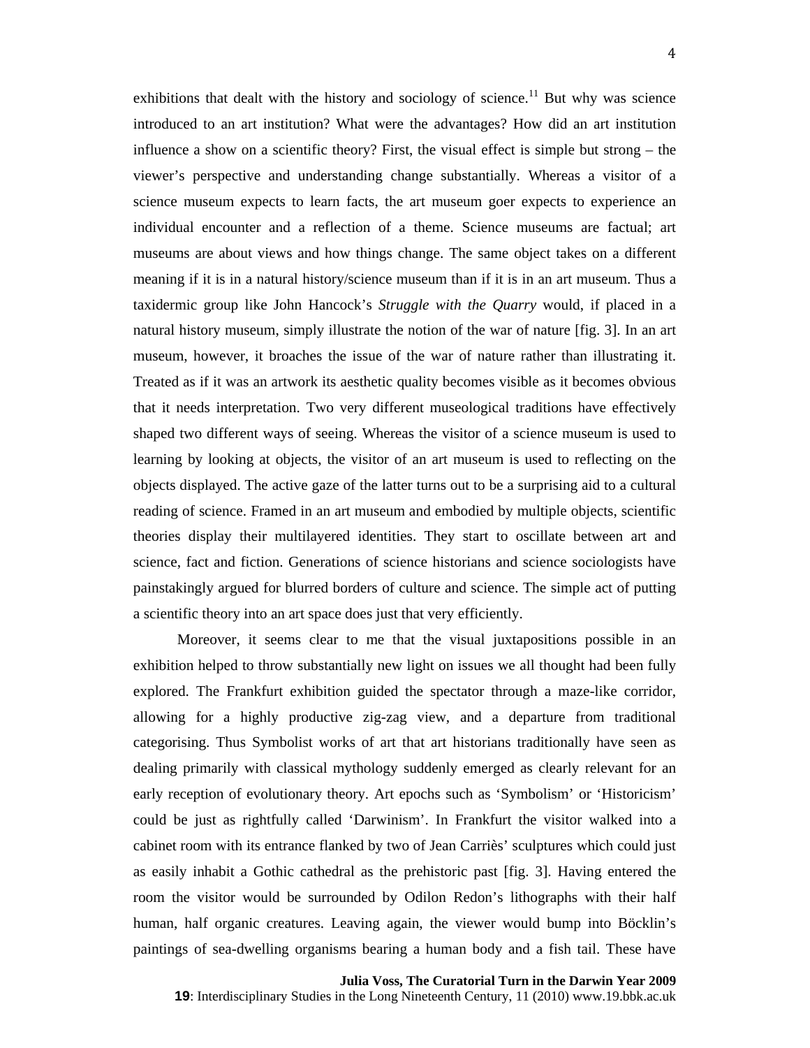exhibitions that dealt with the history and sociology of science.[11] But why was science introduced to an art institution? What were the advantages? How did an art institution influence a show on a scientific theory? First, the visual effect is simple but strong – the viewer's perspective and understanding change substantially. Whereas a visitor of a science museum expects to learn facts, the art museum goer expects to experience an individual encounter and a reflection of a theme. Science museums are factual; art museums are about views and how things change. The same object takes on a different meaning if it is in a natural history/science museum than if it is in an art museum. Thus a taxidermic group like John Hancock's *Struggle with the Quarry* would, if placed in a natural history museum, simply illustrate the notion of the war of nature [fig. 3]. In an art museum, however, it broaches the issue of the war of nature rather than illustrating it. Treated as if it was an artwork its aesthetic quality becomes visible as it becomes obvious that it needs interpretation. Two very different museological traditions have effectively shaped two different ways of seeing. Whereas the visitor of a science museum is used to learning by looking at objects, the visitor of an art museum is used to reflecting on the objects displayed. The active gaze of the latter turns out to be a surprising aid to a cultural reading of science. Framed in an art museum and embodied by multiple objects, scientific theories display their multilayered identities. They start to oscillate between art and science, fact and fiction. Generations of science historians and science sociologists have painstakingly argued for blurred borders of culture and science. The simple act of putting a scientific theory into an art space does just that very efficiently.

Moreover, it seems clear to me that the visual juxtapositions possible in an exhibition helped to throw substantially new light on issues we all thought had been fully explored. The Frankfurt exhibition guided the spectator through a maze-like corridor, allowing for a highly productive zig-zag view, and a departure from traditional categorising. Thus Symbolist works of art that art historians traditionally have seen as dealing primarily with classical mythology suddenly emerged as clearly relevant for an early reception of evolutionary theory. Art epochs such as 'Symbolism' or 'Historicism' could be just as rightfully called 'Darwinism'. In Frankfurt the visitor walked into a cabinet room with its entrance flanked by two of Jean Carriès' sculptures which could just as easily inhabit a Gothic cathedral as the prehistoric past [fig. 3]. Having entered the room the visitor would be surrounded by Odilon Redon's lithographs with their half human, half organic creatures. Leaving again, the viewer would bump into Böcklin's paintings of sea-dwelling organisms bearing a human body and a fish tail. These have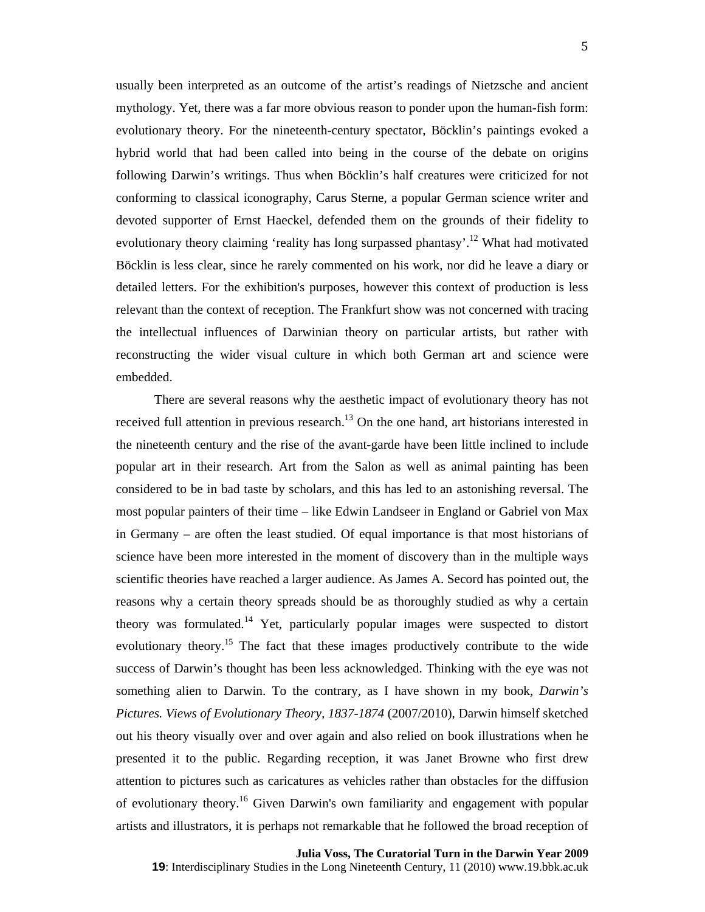usually been interpreted as an outcome of the artist's readings of Nietzsche and ancient mythology. Yet, there was a far more obvious reason to ponder upon the human-fish form: evolutionary theory. For the nineteenth-century spectator, Böcklin's paintings evoked a hybrid world that had been called into being in the course of the debate on origins following Darwin's writings. Thus when Böcklin's half creatures were criticized for not conforming to classical iconography, Carus Sterne, a popular German science writer and devoted supporter of Ernst Haeckel, defended them on the grounds of their fidelity to evolutionary theory claiming 'reality has long surpassed phantasy'.[12] What had motivated Böcklin is less clear, since he rarely commented on his work, nor did he leave a diary or detailed letters. For the exhibition's purposes, however this context of production is less relevant than the context of reception. The Frankfurt show was not concerned with tracing the intellectual influences of Darwinian theory on particular artists, but rather with reconstructing the wider visual culture in which both German art and science were embedded.

There are several reasons why the aesthetic impact of evolutionary theory has not received full attention in previous research.[13] On the one hand, art historians interested in the nineteenth century and the rise of the avant-garde have been little inclined to include popular art in their research. Art from the Salon as well as animal painting has been considered to be in bad taste by scholars, and this has led to an astonishing reversal. The most popular painters of their time – like Edwin Landseer in England or Gabriel von Max in Germany – are often the least studied. Of equal importance is that most historians of science have been more interested in the moment of discovery than in the multiple ways scientific theories have reached a larger audience. As James A. Secord has pointed out, the reasons why a certain theory spreads should be as thoroughly studied as why a certain theory was formulated.[14] Yet, particularly popular images were suspected to distort evolutionary theory.[15] The fact that these images productively contribute to the wide success of Darwin's thought has been less acknowledged. Thinking with the eye was not something alien to Darwin. To the contrary, as I have shown in my book, *Darwin's Pictures. Views of Evolutionary Theory, 1837-1874* (2007/2010), Darwin himself sketched out his theory visually over and over again and also relied on book illustrations when he presented it to the public. Regarding reception, it was Janet Browne who first drew attention to pictures such as caricatures as vehicles rather than obstacles for the diffusion of evolutionary theory.[16] Given Darwin's own familiarity and engagement with popular artists and illustrators, it is perhaps not remarkable that he followed the broad reception of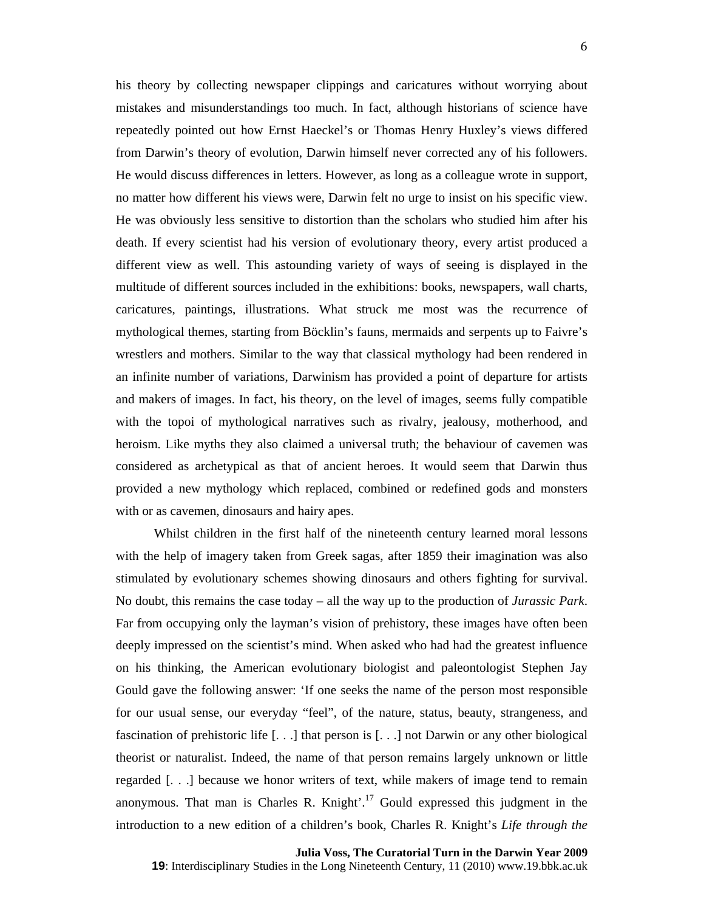his theory by collecting newspaper clippings and caricatures without worrying about mistakes and misunderstandings too much. In fact, although historians of science have repeatedly pointed out how Ernst Haeckel's or Thomas Henry Huxley's views differed from Darwin's theory of evolution, Darwin himself never corrected any of his followers. He would discuss differences in letters. However, as long as a colleague wrote in support, no matter how different his views were, Darwin felt no urge to insist on his specific view. He was obviously less sensitive to distortion than the scholars who studied him after his death. If every scientist had his version of evolutionary theory, every artist produced a different view as well. This astounding variety of ways of seeing is displayed in the multitude of different sources included in the exhibitions: books, newspapers, wall charts, caricatures, paintings, illustrations. What struck me most was the recurrence of mythological themes, starting from Böcklin's fauns, mermaids and serpents up to Faivre's wrestlers and mothers. Similar to the way that classical mythology had been rendered in an infinite number of variations, Darwinism has provided a point of departure for artists and makers of images. In fact, his theory, on the level of images, seems fully compatible with the topoi of mythological narratives such as rivalry, jealousy, motherhood, and heroism. Like myths they also claimed a universal truth; the behaviour of cavemen was considered as archetypical as that of ancient heroes. It would seem that Darwin thus provided a new mythology which replaced, combined or redefined gods and monsters with or as cavemen, dinosaurs and hairy apes.

Whilst children in the first half of the nineteenth century learned moral lessons with the help of imagery taken from Greek sagas, after 1859 their imagination was also stimulated by evolutionary schemes showing dinosaurs and others fighting for survival. No doubt, this remains the case today – all the way up to the production of *Jurassic Park*. Far from occupying only the layman's vision of prehistory, these images have often been deeply impressed on the scientist's mind. When asked who had had the greatest influence on his thinking, the American evolutionary biologist and paleontologist Stephen Jay Gould gave the following answer: 'If one seeks the name of the person most responsible for our usual sense, our everyday "feel", of the nature, status, beauty, strangeness, and fascination of prehistoric life [. . .] that person is [. . .] not Darwin or any other biological theorist or naturalist. Indeed, the name of that person remains largely unknown or little regarded [. . .] because we honor writers of text, while makers of image tend to remain anonymous. That man is Charles R. Knight'.[17] Gould expressed this judgment in the introduction to a new edition of a children's book, Charles R. Knight's *Life through the*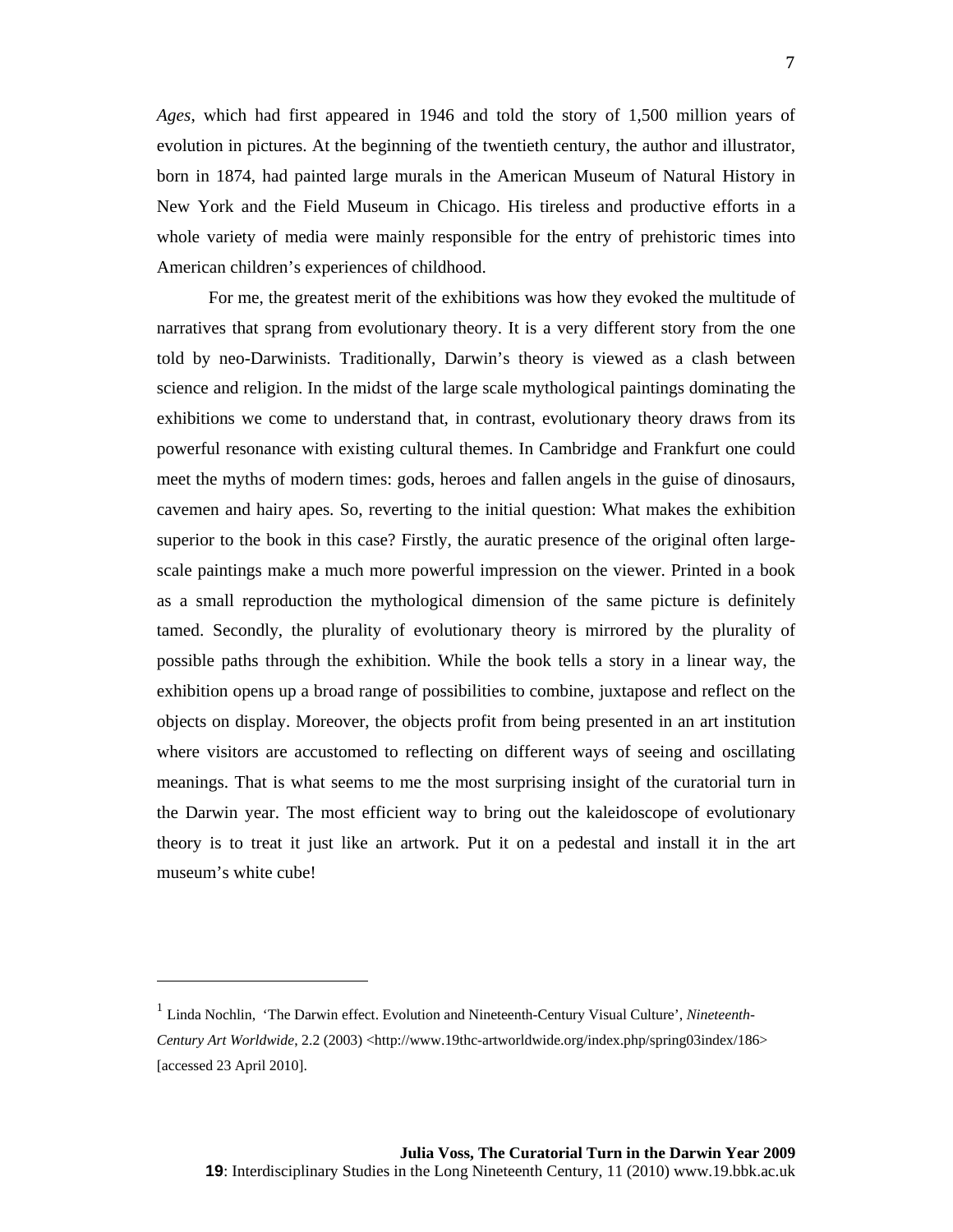*Ages*, which had first appeared in 1946 and told the story of 1,500 million years of evolution in pictures. At the beginning of the twentieth century, the author and illustrator, born in 1874, had painted large murals in the American Museum of Natural History in New York and the Field Museum in Chicago. His tireless and productive efforts in a whole variety of media were mainly responsible for the entry of prehistoric times into American children's experiences of childhood.

For me, the greatest merit of the exhibitions was how they evoked the multitude of narratives that sprang from evolutionary theory. It is a very different story from the one told by neo-Darwinists. Traditionally, Darwin's theory is viewed as a clash between science and religion. In the midst of the large scale mythological paintings dominating the exhibitions we come to understand that, in contrast, evolutionary theory draws from its powerful resonance with existing cultural themes. In Cambridge and Frankfurt one could meet the myths of modern times: gods, heroes and fallen angels in the guise of dinosaurs, cavemen and hairy apes. So, reverting to the initial question: What makes the exhibition superior to the book in this case? Firstly, the auratic presence of the original often large-scale paintings make a much more powerful impression on the viewer. Printed in a book as a small reproduction the mythological dimension of the same picture is definitely tamed. Secondly, the plurality of evolutionary theory is mirrored by the plurality of possible paths through the exhibition. While the book tells a story in a linear way, the exhibition opens up a broad range of possibilities to combine, juxtapose and reflect on the objects on display. Moreover, the objects profit from being presented in an art institution where visitors are accustomed to reflecting on different ways of seeing and oscillating meanings. That is what seems to me the most surprising insight of the curatorial turn in the Darwin year. The most efficient way to bring out the kaleidoscope of evolutionary theory is to treat it just like an artwork. Put it on a pedestal and install it in the art museum's white cube!

---

[1] Linda Nochlin, 'The Darwin effect. Evolution and Nineteenth-Century Visual Culture', *Nineteenth-Century Art Worldwide*, 2.2 (2003) <http://www.19thc-artworldwide.org/index.php/spring03index/186> [accessed 23 April 2010].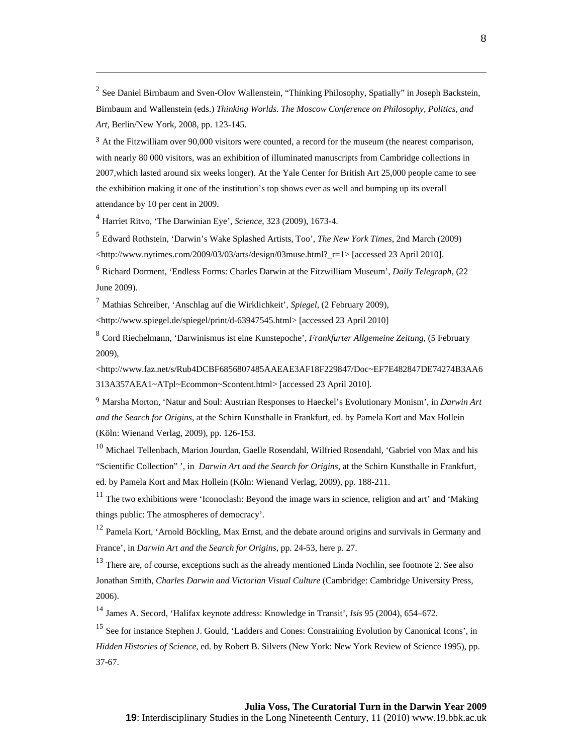[2] See Daniel Birnbaum and Sven-Olov Wallenstein, "Thinking Philosophy, Spatially" in Joseph Backstein, Birnbaum and Wallenstein (eds.) *Thinking Worlds. The Moscow Conference on Philosophy, Politics, and Art*, Berlin/New York, 2008, pp. 123-145.

[3] At the Fitzwilliam over 90,000 visitors were counted, a record for the museum (the nearest comparison, with nearly 80 000 visitors, was an exhibition of illuminated manuscripts from Cambridge collections in 2007,which lasted around six weeks longer). At the Yale Center for British Art 25,000 people came to see the exhibition making it one of the institution's top shows ever as well and bumping up its overall attendance by 10 per cent in 2009.

[4] Harriet Ritvo, 'The Darwinian Eye', *Science*, 323 (2009), 1673-4.

[5] Edward Rothstein, 'Darwin's Wake Splashed Artists, Too', *The New York Times*, 2nd March (2009) <http://www.nytimes.com/2009/03/03/arts/design/03muse.html?_r=1> [accessed 23 April 2010].

[6] Richard Dorment, 'Endless Forms: Charles Darwin at the Fitzwilliam Museum', *Daily Telegraph*, (22 June 2009).

[7] Mathias Schreiber, 'Anschlag auf die Wirklichkeit', *Spiegel*, (2 February 2009), <http://www.spiegel.de/spiegel/print/d-63947545.html> [accessed 23 April 2010]

[8] Cord Riechelmann, 'Darwinismus ist eine Kunstepoche', *Frankfurter Allgemeine Zeitung*, (5 February 2009), <http://www.faz.net/s/Rub4DCBF6856807485AAEAE3AF18F229847/Doc~EF7E482847DE74274B3AA6313A357AEA1~ATpl~Ecommon~Scontent.html> [accessed 23 April 2010].

[9] Marsha Morton, 'Natur and Soul: Austrian Responses to Haeckel's Evolutionary Monism', in *Darwin Art and the Search for Origins*, at the Schirn Kunsthalle in Frankfurt, ed. by Pamela Kort and Max Hollein (Köln: Wienand Verlag, 2009), pp. 126-153.

[10] Michael Tellenbach, Marion Jourdan, Gaelle Rosendahl, Wilfried Rosendahl, 'Gabriel von Max and his "Scientific Collection" ', in *Darwin Art and the Search for Origins*, at the Schirn Kunsthalle in Frankfurt, ed. by Pamela Kort and Max Hollein (Köln: Wienand Verlag, 2009), pp. 188-211.

[11] The two exhibitions were 'Iconoclash: Beyond the image wars in science, religion and art' and 'Making things public: The atmospheres of democracy'.

[12] Pamela Kort, 'Arnold Böckling, Max Ernst, and the debate around origins and survivals in Germany and France', in *Darwin Art and the Search for Origins*, pp. 24-53, here p. 27.

[13] There are, of course, exceptions such as the already mentioned Linda Nochlin, see footnote 2. See also Jonathan Smith, *Charles Darwin and Victorian Visual Culture* (Cambridge: Cambridge University Press, 2006).

[14] James A. Secord, 'Halifax keynote address: Knowledge in Transit', *Isis* 95 (2004), 654–672.

[15] See for instance Stephen J. Gould, 'Ladders and Cones: Constraining Evolution by Canonical Icons', in *Hidden Histories of Science*, ed. by Robert B. Silvers (New York: New York Review of Science 1995), pp. 37-67.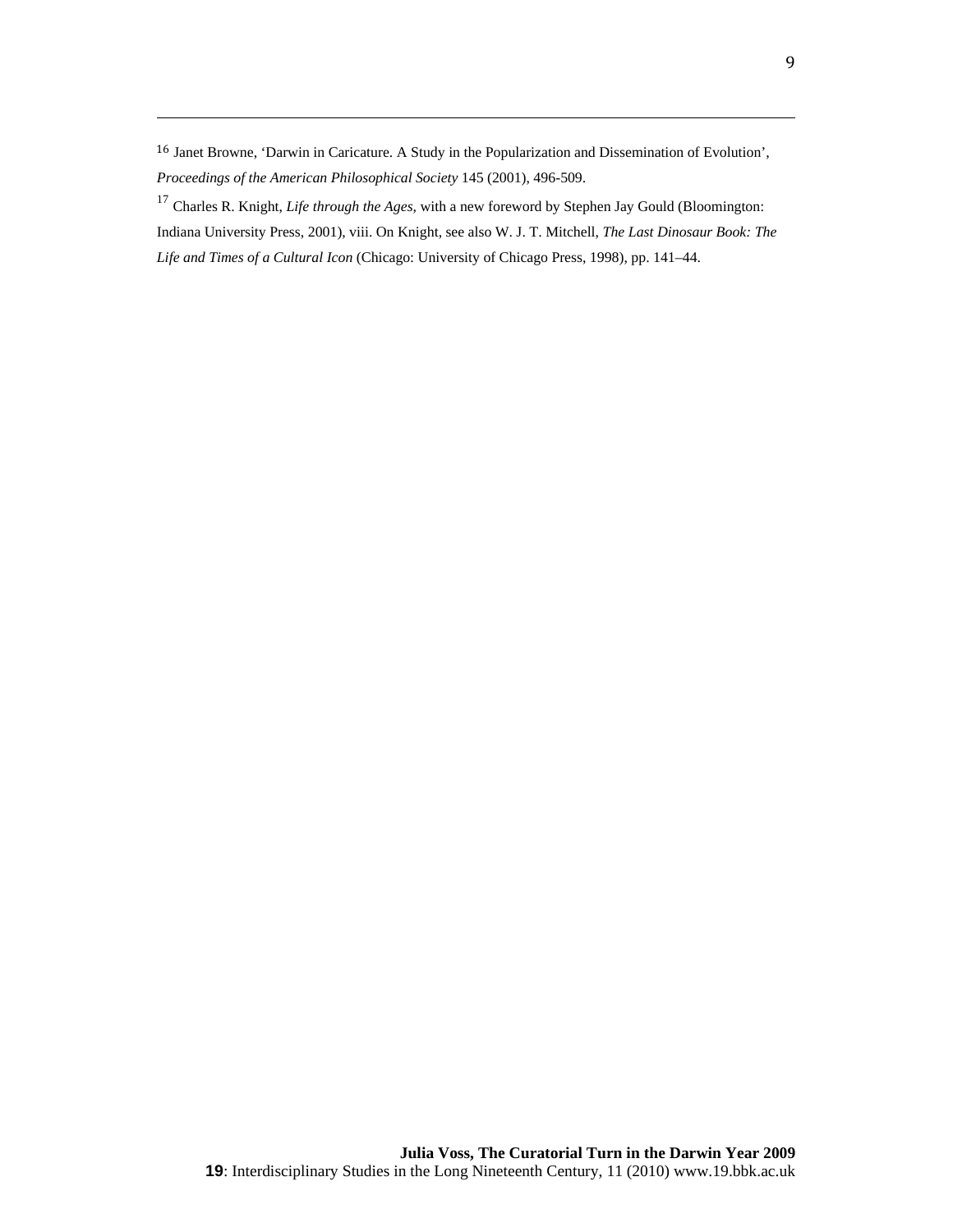[16] Janet Browne, 'Darwin in Caricature. A Study in the Popularization and Dissemination of Evolution', *Proceedings of the American Philosophical Society* 145 (2001), 496-509.

[17] Charles R. Knight, *Life through the Ages*, with a new foreword by Stephen Jay Gould (Bloomington: Indiana University Press, 2001), viii. On Knight, see also W. J. T. Mitchell, *The Last Dinosaur Book: The Life and Times of a Cultural Icon* (Chicago: University of Chicago Press, 1998), pp. 141–44.